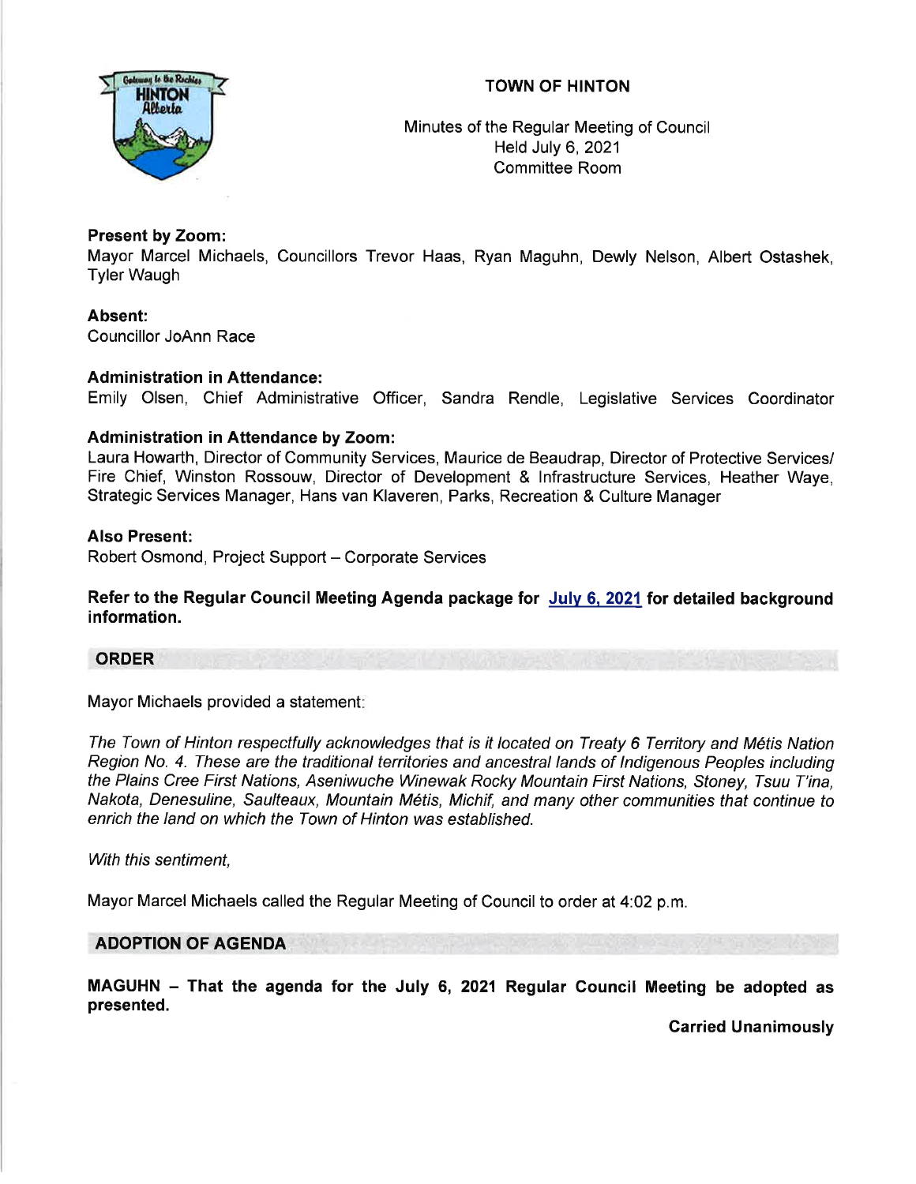# TOWN OF HINTON

Minutes of the Regular Meeting of Council
Held July 6, 2021
Committee Room

**Present by Zoom:**
Mayor Marcel Michaels, Councillors Trevor Haas, Ryan Maguhn, Dewly Nelson, Albert Ostashek, Tyler Waugh

**Absent:**
Councillor JoAnn Race

**Administration in Attendance:**
Emily Olsen, Chief Administrative Officer, Sandra Rendle, Legislative Services Coordinator

**Administration in Attendance by Zoom:**
Laura Howarth, Director of Community Services, Maurice de Beaudrap, Director of Protective Services/ Fire Chief, Winston Rossouw, Director of Development & Infrastructure Services, Heather Waye, Strategic Services Manager, Hans van Klaveren, Parks, Recreation & Culture Manager

**Also Present:**
Robert Osmond, Project Support – Corporate Services

**Refer to the Regular Council Meeting Agenda package for July 6, 2021 for detailed background information.**

## ORDER

Mayor Michaels provided a statement:

*The Town of Hinton respectfully acknowledges that is it located on Treaty 6 Territory and Métis Nation Region No. 4. These are the traditional territories and ancestral lands of Indigenous Peoples including the Plains Cree First Nations, Aseniwuche Winewak Rocky Mountain First Nations, Stoney, Tsuu T'ina, Nakota, Denesuline, Saulteaux, Mountain Métis, Michif, and many other communities that continue to enrich the land on which the Town of Hinton was established.*

*With this sentiment,*

Mayor Marcel Michaels called the Regular Meeting of Council to order at 4:02 p.m.

## ADOPTION OF AGENDA

**MAGUHN – That the agenda for the July 6, 2021 Regular Council Meeting be adopted as presented.**

**Carried Unanimously**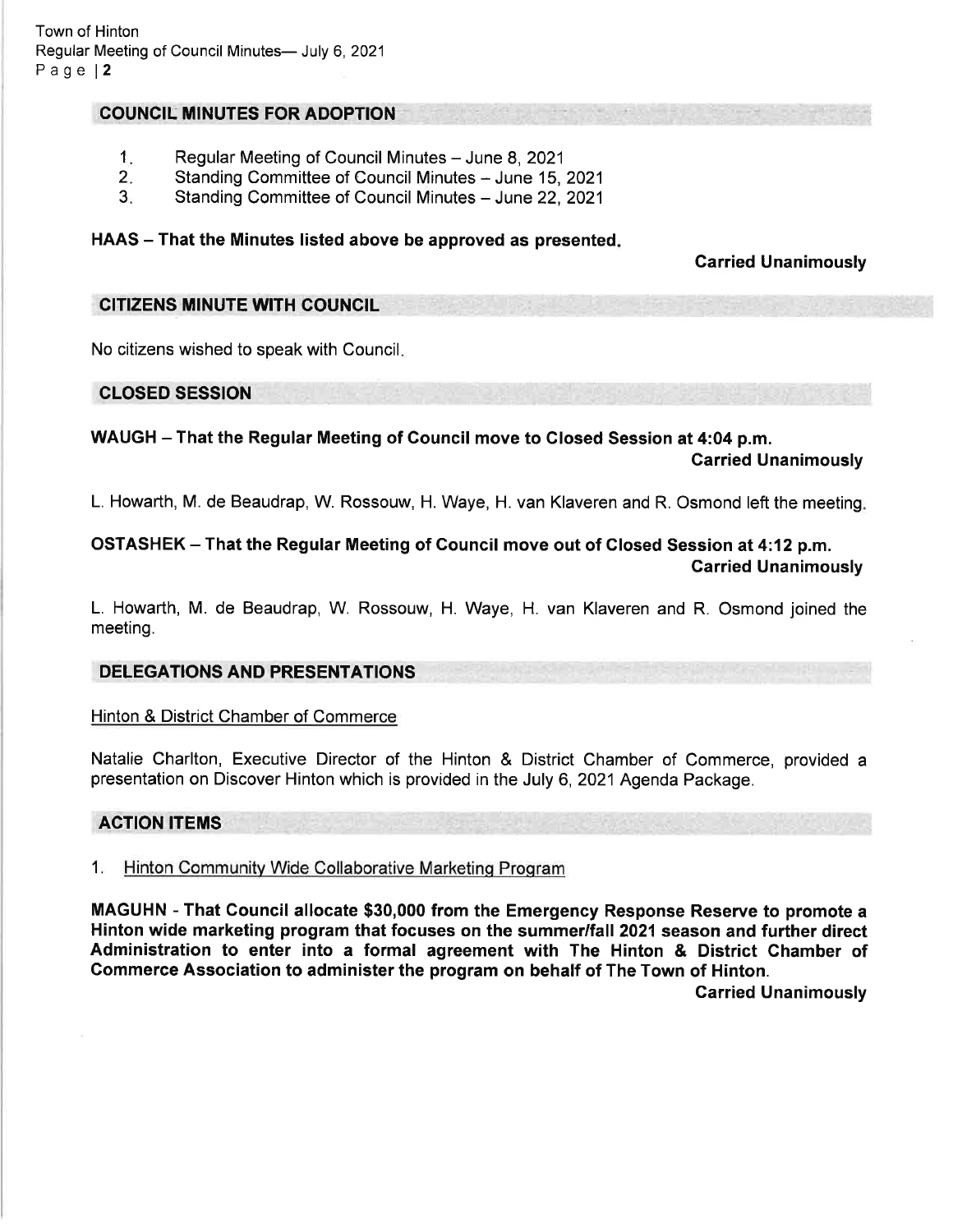## COUNCIL MINUTES FOR ADOPTION

1. Regular Meeting of Council Minutes – June 8, 2021
2. Standing Committee of Council Minutes – June 15, 2021
3. Standing Committee of Council Minutes – June 22, 2021

**HAAS – That the Minutes listed above be approved as presented.**

**Carried Unanimously**

## CITIZENS MINUTE WITH COUNCIL

No citizens wished to speak with Council.

## CLOSED SESSION

**WAUGH – That the Regular Meeting of Council move to Closed Session at 4:04 p.m.**

**Carried Unanimously**

L. Howarth, M. de Beaudrap, W. Rossouw, H. Waye, H. van Klaveren and R. Osmond left the meeting.

**OSTASHEK – That the Regular Meeting of Council move out of Closed Session at 4:12 p.m.**

**Carried Unanimously**

L. Howarth, M. de Beaudrap, W. Rossouw, H. Waye, H. van Klaveren and R. Osmond joined the meeting.

## DELEGATIONS AND PRESENTATIONS

Hinton & District Chamber of Commerce

Natalie Charlton, Executive Director of the Hinton & District Chamber of Commerce, provided a presentation on Discover Hinton which is provided in the July 6, 2021 Agenda Package.

## ACTION ITEMS

1. Hinton Community Wide Collaborative Marketing Program

**MAGUHN - That Council allocate $30,000 from the Emergency Response Reserve to promote a Hinton wide marketing program that focuses on the summer/fall 2021 season and further direct Administration to enter into a formal agreement with The Hinton & District Chamber of Commerce Association to administer the program on behalf of The Town of Hinton.**

**Carried Unanimously**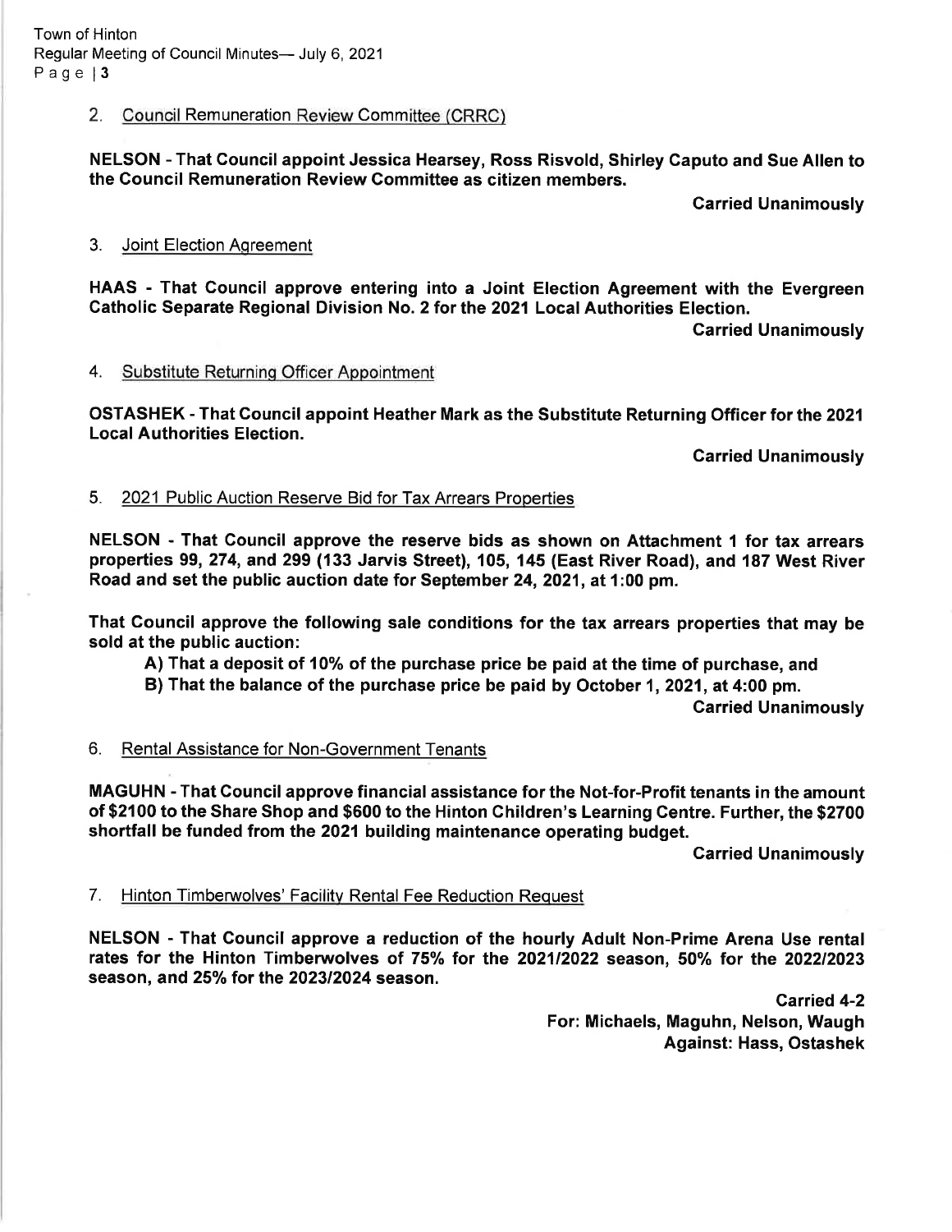2. Council Remuneration Review Committee (CRRC)

**NELSON - That Council appoint Jessica Hearsey, Ross Risvold, Shirley Caputo and Sue Allen to the Council Remuneration Review Committee as citizen members.**

**Carried Unanimously**

3. Joint Election Agreement

**HAAS - That Council approve entering into a Joint Election Agreement with the Evergreen Catholic Separate Regional Division No. 2 for the 2021 Local Authorities Election.**

**Carried Unanimously**

4. Substitute Returning Officer Appointment

**OSTASHEK - That Council appoint Heather Mark as the Substitute Returning Officer for the 2021 Local Authorities Election.**

**Carried Unanimously**

5. 2021 Public Auction Reserve Bid for Tax Arrears Properties

**NELSON - That Council approve the reserve bids as shown on Attachment 1 for tax arrears properties 99, 274, and 299 (133 Jarvis Street), 105, 145 (East River Road), and 187 West River Road and set the public auction date for September 24, 2021, at 1:00 pm.**

**That Council approve the following sale conditions for the tax arrears properties that may be sold at the public auction:**

**A) That a deposit of 10% of the purchase price be paid at the time of purchase, and**

**B) That the balance of the purchase price be paid by October 1, 2021, at 4:00 pm.**

**Carried Unanimously**

6. Rental Assistance for Non-Government Tenants

**MAGUHN - That Council approve financial assistance for the Not-for-Profit tenants in the amount of $2100 to the Share Shop and $600 to the Hinton Children's Learning Centre. Further, the $2700 shortfall be funded from the 2021 building maintenance operating budget.**

**Carried Unanimously**

7. Hinton Timberwolves' Facility Rental Fee Reduction Request

**NELSON - That Council approve a reduction of the hourly Adult Non-Prime Arena Use rental rates for the Hinton Timberwolves of 75% for the 2021/2022 season, 50% for the 2022/2023 season, and 25% for the 2023/2024 season.**

**Carried 4-2**
**For: Michaels, Maguhn, Nelson, Waugh**
**Against: Hass, Ostashek**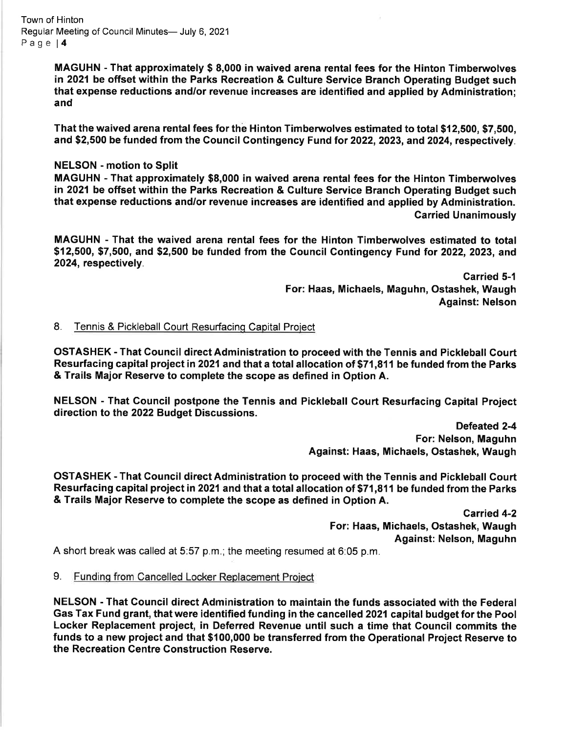**MAGUHN - That approximately $ 8,000 in waived arena rental fees for the Hinton Timberwolves in 2021 be offset within the Parks Recreation & Culture Service Branch Operating Budget such that expense reductions and/or revenue increases are identified and applied by Administration; and**

**That the waived arena rental fees for the Hinton Timberwolves estimated to total $12,500, $7,500, and $2,500 be funded from the Council Contingency Fund for 2022, 2023, and 2024, respectively.**

**NELSON - motion to Split**

**MAGUHN - That approximately $8,000 in waived arena rental fees for the Hinton Timberwolves in 2021 be offset within the Parks Recreation & Culture Service Branch Operating Budget such that expense reductions and/or revenue increases are identified and applied by Administration.**

**Carried Unanimously**

**MAGUHN - That the waived arena rental fees for the Hinton Timberwolves estimated to total $12,500, $7,500, and $2,500 be funded from the Council Contingency Fund for 2022, 2023, and 2024, respectively.**

**Carried 5-1**
**For: Haas, Michaels, Maguhn, Ostashek, Waugh**
**Against: Nelson**

## 8. Tennis & Pickleball Court Resurfacing Capital Project

**OSTASHEK - That Council direct Administration to proceed with the Tennis and Pickleball Court Resurfacing capital project in 2021 and that a total allocation of $71,811 be funded from the Parks & Trails Major Reserve to complete the scope as defined in Option A.**

**NELSON - That Council postpone the Tennis and Pickleball Court Resurfacing Capital Project direction to the 2022 Budget Discussions.**

**Defeated 2-4**
**For: Nelson, Maguhn**
**Against: Haas, Michaels, Ostashek, Waugh**

**OSTASHEK - That Council direct Administration to proceed with the Tennis and Pickleball Court Resurfacing capital project in 2021 and that a total allocation of $71,811 be funded from the Parks & Trails Major Reserve to complete the scope as defined in Option A.**

**Carried 4-2**
**For: Haas, Michaels, Ostashek, Waugh**
**Against: Nelson, Maguhn**

A short break was called at 5:57 p.m.; the meeting resumed at 6:05 p.m.

## 9. Funding from Cancelled Locker Replacement Project

**NELSON - That Council direct Administration to maintain the funds associated with the Federal Gas Tax Fund grant, that were identified funding in the cancelled 2021 capital budget for the Pool Locker Replacement project, in Deferred Revenue until such a time that Council commits the funds to a new project and that $100,000 be transferred from the Operational Project Reserve to the Recreation Centre Construction Reserve.**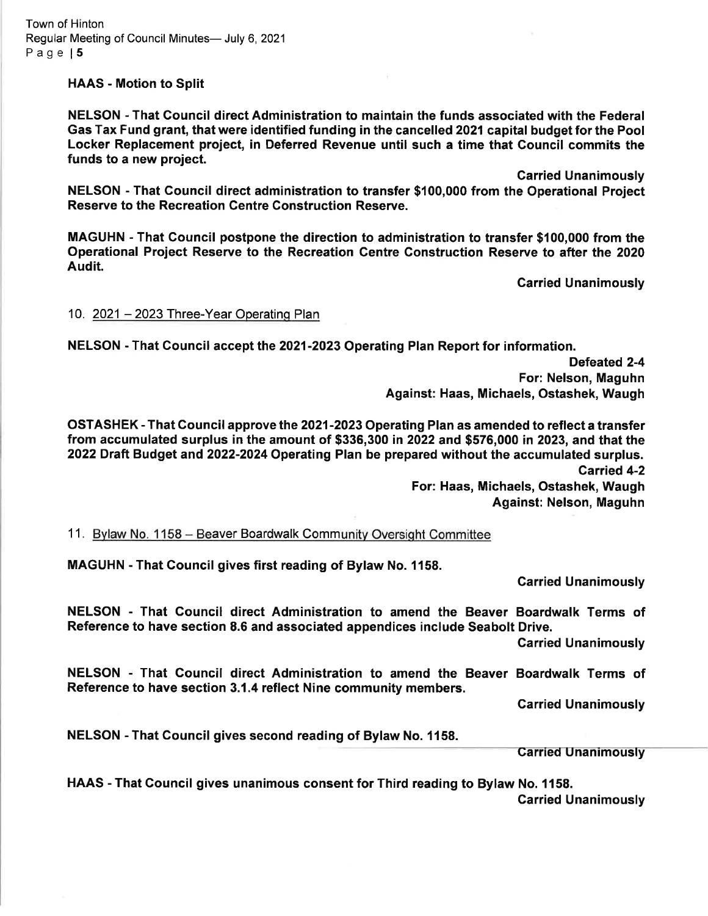**HAAS - Motion to Split**

**NELSON - That Council direct Administration to maintain the funds associated with the Federal Gas Tax Fund grant, that were identified funding in the cancelled 2021 capital budget for the Pool Locker Replacement project, in Deferred Revenue until such a time that Council commits the funds to a new project.**

**Carried Unanimously**

**NELSON - That Council direct administration to transfer $100,000 from the Operational Project Reserve to the Recreation Centre Construction Reserve.**

**MAGUHN - That Council postpone the direction to administration to transfer $100,000 from the Operational Project Reserve to the Recreation Centre Construction Reserve to after the 2020 Audit.**

**Carried Unanimously**

10. 2021 – 2023 Three-Year Operating Plan

**NELSON - That Council accept the 2021-2023 Operating Plan Report for information.**

**Defeated 2-4**
**For: Nelson, Maguhn**
**Against: Haas, Michaels, Ostashek, Waugh**

**OSTASHEK - That Council approve the 2021-2023 Operating Plan as amended to reflect a transfer from accumulated surplus in the amount of $336,300 in 2022 and $576,000 in 2023, and that the 2022 Draft Budget and 2022-2024 Operating Plan be prepared without the accumulated surplus.**

**Carried 4-2**
**For: Haas, Michaels, Ostashek, Waugh**
**Against: Nelson, Maguhn**

11. Bylaw No. 1158 – Beaver Boardwalk Community Oversight Committee

**MAGUHN - That Council gives first reading of Bylaw No. 1158.**

**Carried Unanimously**

**NELSON - That Council direct Administration to amend the Beaver Boardwalk Terms of Reference to have section 8.6 and associated appendices include Seabolt Drive.**

**Carried Unanimously**

**NELSON - That Council direct Administration to amend the Beaver Boardwalk Terms of Reference to have section 3.1.4 reflect Nine community members.**

**Carried Unanimously**

**NELSON - That Council gives second reading of Bylaw No. 1158.**

**Carried Unanimously**

**HAAS - That Council gives unanimous consent for Third reading to Bylaw No. 1158.**

**Carried Unanimously**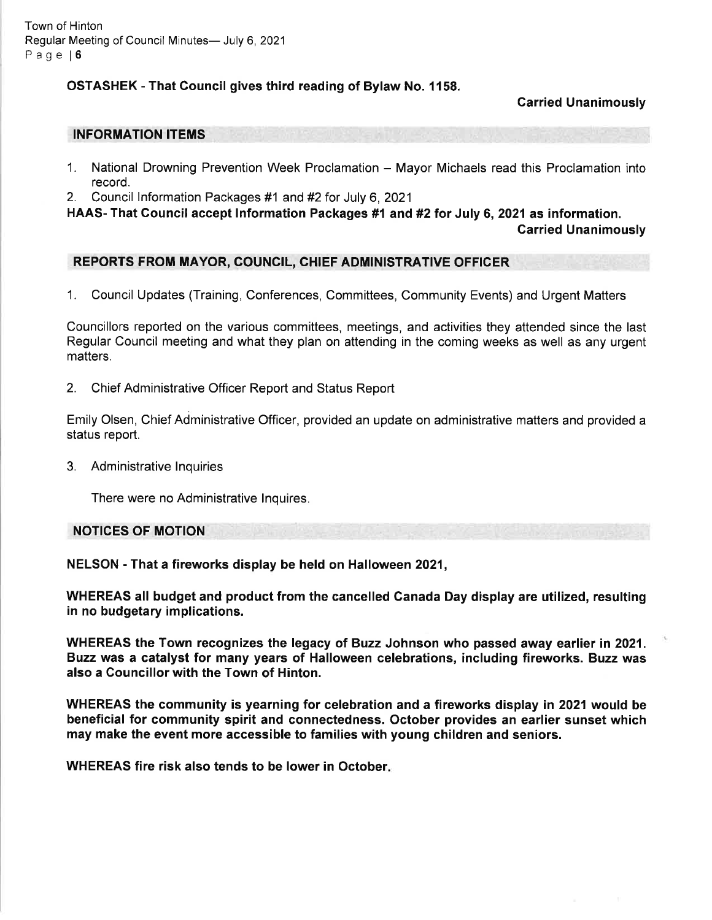**OSTASHEK - That Council gives third reading of Bylaw No. 1158.**

**Carried Unanimously**

## INFORMATION ITEMS

1. National Drowning Prevention Week Proclamation – Mayor Michaels read this Proclamation into record.
2. Council Information Packages #1 and #2 for July 6, 2021

**HAAS- That Council accept Information Packages #1 and #2 for July 6, 2021 as information.**

**Carried Unanimously**

## REPORTS FROM MAYOR, COUNCIL, CHIEF ADMINISTRATIVE OFFICER

1. Council Updates (Training, Conferences, Committees, Community Events) and Urgent Matters

Councillors reported on the various committees, meetings, and activities they attended since the last Regular Council meeting and what they plan on attending in the coming weeks as well as any urgent matters.

2. Chief Administrative Officer Report and Status Report

Emily Olsen, Chief Administrative Officer, provided an update on administrative matters and provided a status report.

3. Administrative Inquiries

   There were no Administrative Inquires.

## NOTICES OF MOTION

**NELSON - That a fireworks display be held on Halloween 2021,**

**WHEREAS all budget and product from the cancelled Canada Day display are utilized, resulting in no budgetary implications.**

**WHEREAS the Town recognizes the legacy of Buzz Johnson who passed away earlier in 2021. Buzz was a catalyst for many years of Halloween celebrations, including fireworks. Buzz was also a Councillor with the Town of Hinton.**

**WHEREAS the community is yearning for celebration and a fireworks display in 2021 would be beneficial for community spirit and connectedness. October provides an earlier sunset which may make the event more accessible to families with young children and seniors.**

**WHEREAS fire risk also tends to be lower in October.**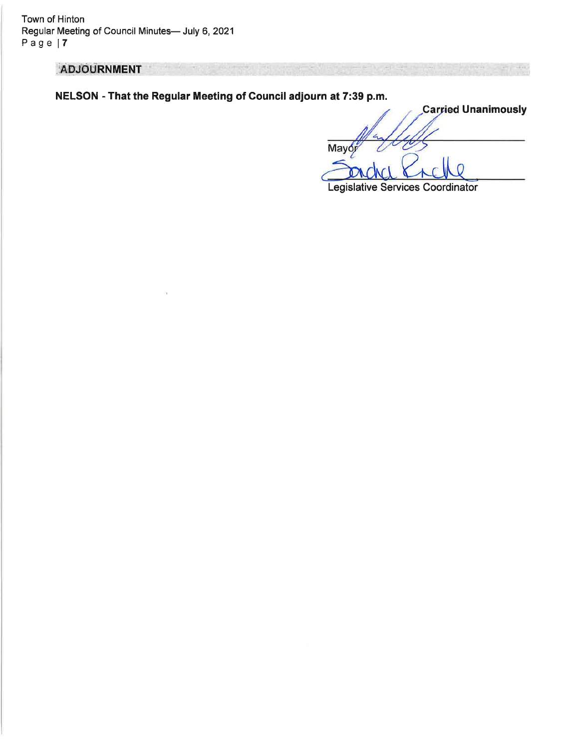## ADJOURNMENT

**NELSON - That the Regular Meeting of Council adjourn at 7:39 p.m.**

**Carried Unanimously**

Mayor

Legislative Services Coordinator